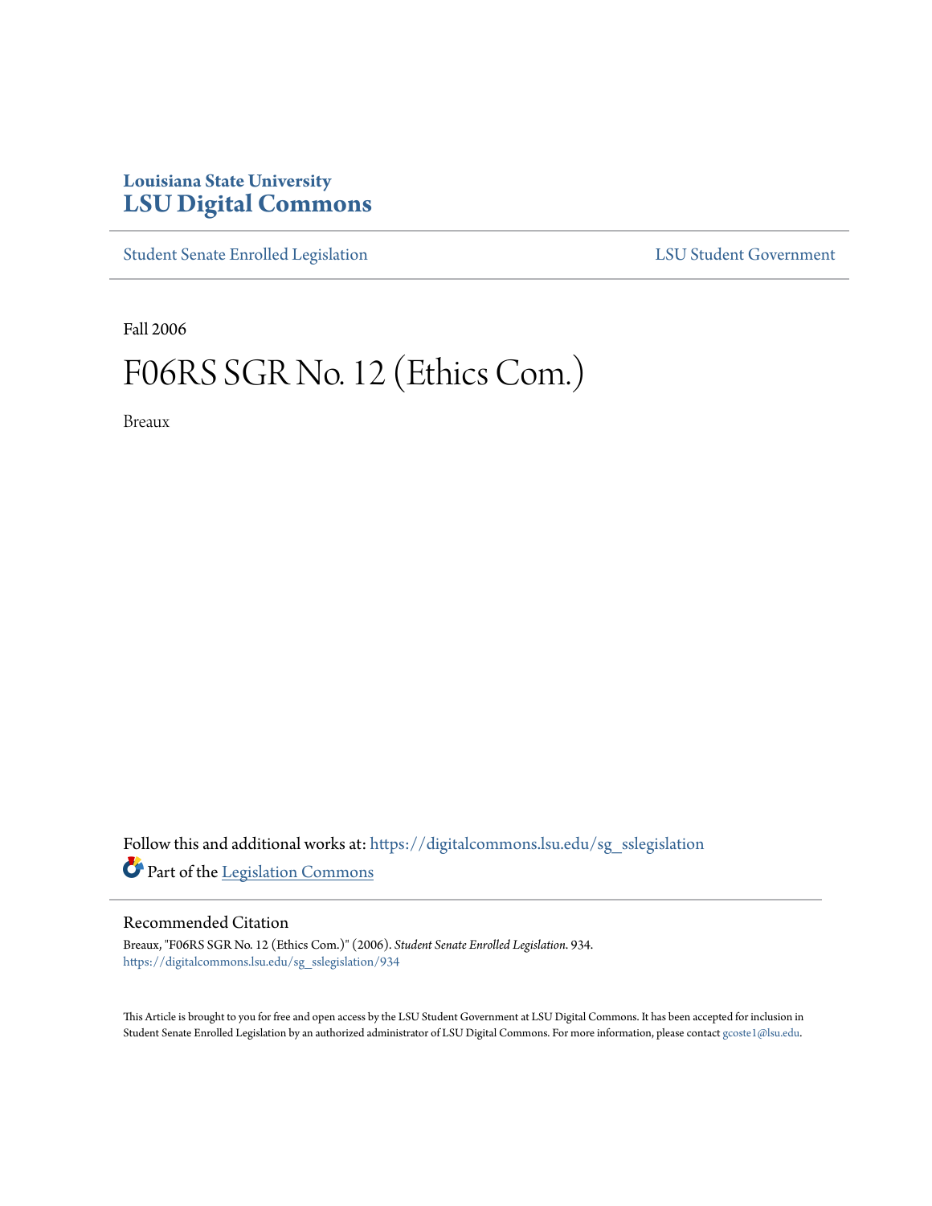Louisiana State University
**LSU Digital Commons**

Student Senate Enrolled Legislation | LSU Student Government

Fall 2006

# F06RS SGR No. 12 (Ethics Com.)

Breaux

Follow this and additional works at: https://digitalcommons.lsu.edu/sg_sslegislation

Part of the Legislation Commons

## Recommended Citation

Breaux, "F06RS SGR No. 12 (Ethics Com.)" (2006). *Student Senate Enrolled Legislation*. 934.
https://digitalcommons.lsu.edu/sg_sslegislation/934

This Article is brought to you for free and open access by the LSU Student Government at LSU Digital Commons. It has been accepted for inclusion in Student Senate Enrolled Legislation by an authorized administrator of LSU Digital Commons. For more information, please contact gcoste1@lsu.edu.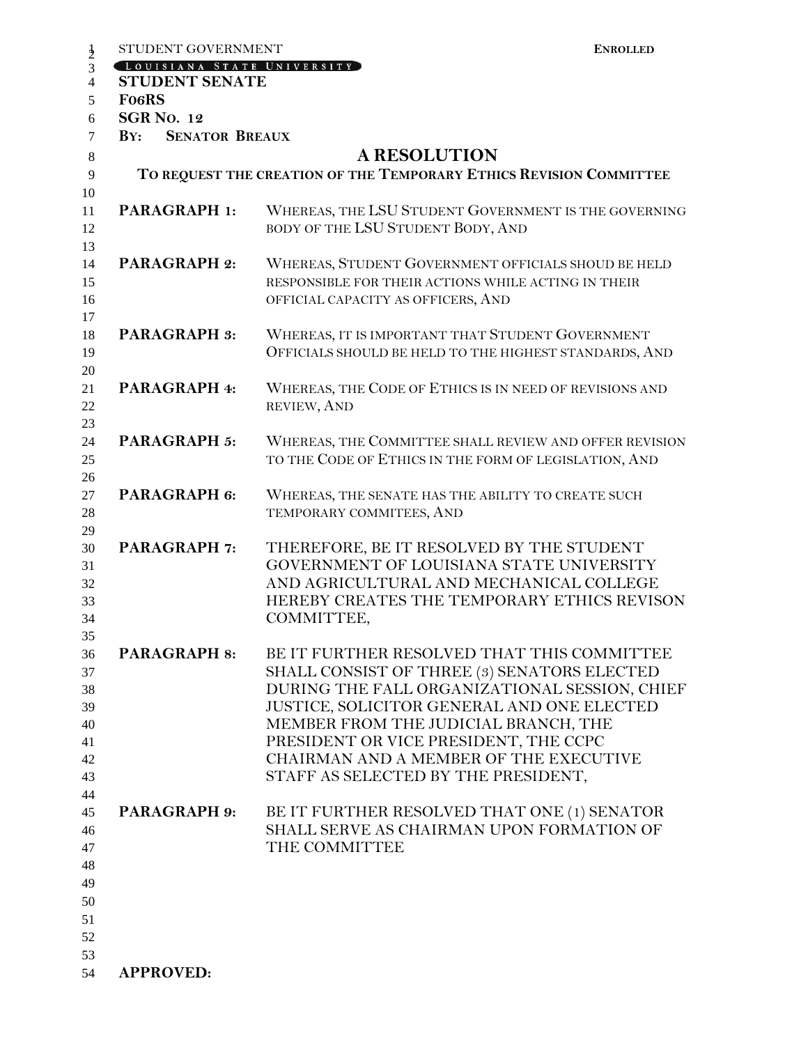STUDENT GOVERNMENT **ENROLLED**

LOUISIANA STATE UNIVERSITY

**STUDENT SENATE**

**F06RS**

**SGR NO. 12**

**BY: SENATOR BREAUX**

# A RESOLUTION

**TO REQUEST THE CREATION OF THE TEMPORARY ETHICS REVISION COMMITTEE**

**PARAGRAPH 1:** WHEREAS, THE LSU STUDENT GOVERNMENT IS THE GOVERNING BODY OF THE LSU STUDENT BODY, AND

**PARAGRAPH 2:** WHEREAS, STUDENT GOVERNMENT OFFICIALS SHOUD BE HELD RESPONSIBLE FOR THEIR ACTIONS WHILE ACTING IN THEIR OFFICIAL CAPACITY AS OFFICERS, AND

**PARAGRAPH 3:** WHEREAS, IT IS IMPORTANT THAT STUDENT GOVERNMENT OFFICIALS SHOULD BE HELD TO THE HIGHEST STANDARDS, AND

**PARAGRAPH 4:** WHEREAS, THE CODE OF ETHICS IS IN NEED OF REVISIONS AND REVIEW, AND

**PARAGRAPH 5:** WHEREAS, THE COMMITTEE SHALL REVIEW AND OFFER REVISION TO THE CODE OF ETHICS IN THE FORM OF LEGISLATION, AND

**PARAGRAPH 6:** WHEREAS, THE SENATE HAS THE ABILITY TO CREATE SUCH TEMPORARY COMMITEES, AND

**PARAGRAPH 7:** THEREFORE, BE IT RESOLVED BY THE STUDENT GOVERNMENT OF LOUISIANA STATE UNIVERSITY AND AGRICULTURAL AND MECHANICAL COLLEGE HEREBY CREATES THE TEMPORARY ETHICS REVISON COMMITTEE,

**PARAGRAPH 8:** BE IT FURTHER RESOLVED THAT THIS COMMITTEE SHALL CONSIST OF THREE (3) SENATORS ELECTED DURING THE FALL ORGANIZATIONAL SESSION, CHIEF JUSTICE, SOLICITOR GENERAL AND ONE ELECTED MEMBER FROM THE JUDICIAL BRANCH, THE PRESIDENT OR VICE PRESIDENT, THE CCPC CHAIRMAN AND A MEMBER OF THE EXECUTIVE STAFF AS SELECTED BY THE PRESIDENT,

**PARAGRAPH 9:** BE IT FURTHER RESOLVED THAT ONE (1) SENATOR SHALL SERVE AS CHAIRMAN UPON FORMATION OF THE COMMITTEE

**APPROVED:**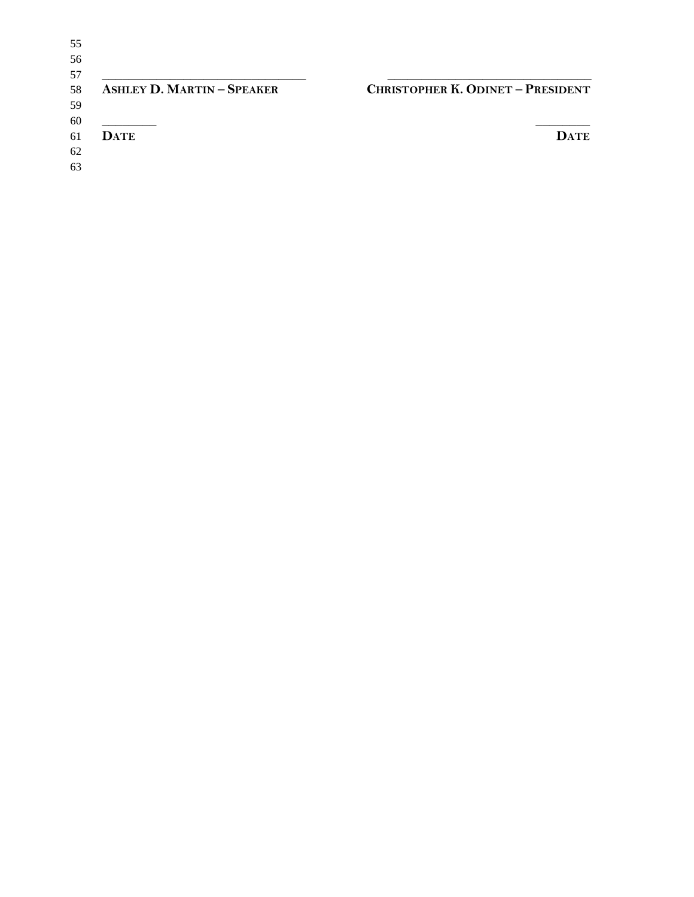| | |
|---|---|
| ________________________________ | ________________________________ |
| **Ashley D. Martin – Speaker** | **Christopher K. Odinet – President** |
| ________ | ________ |
| **Date** | **Date** |